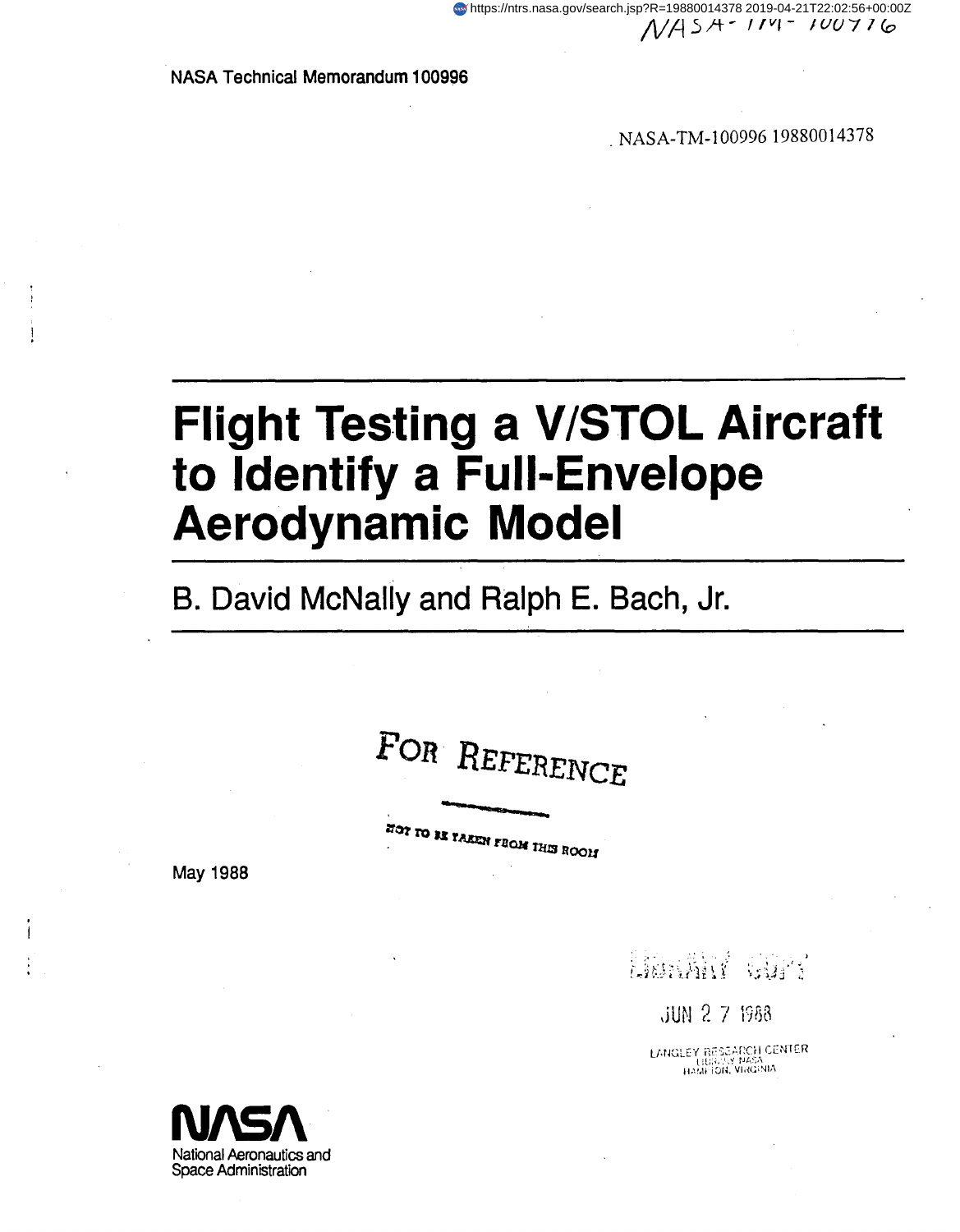NASA Technical Memorandum 100996

NASA-TM-100996 19880014378

# Flight Testing a V/STOL Aircraft to Identify a Full-Envelope Aerodynamic Model

B. David McNally and Ralph E. Bach, Jr.

FOR REFERENCE

NOT TO BE TAKEN FROM THIS ROOM

May 1988

LIBRARY COPY

JUN 27 1988

LANGLEY RESEARCH CENTER
LIBRARY NASA
HAMPTON, VIRGINIA

NASA
National Aeronautics and
Space Administration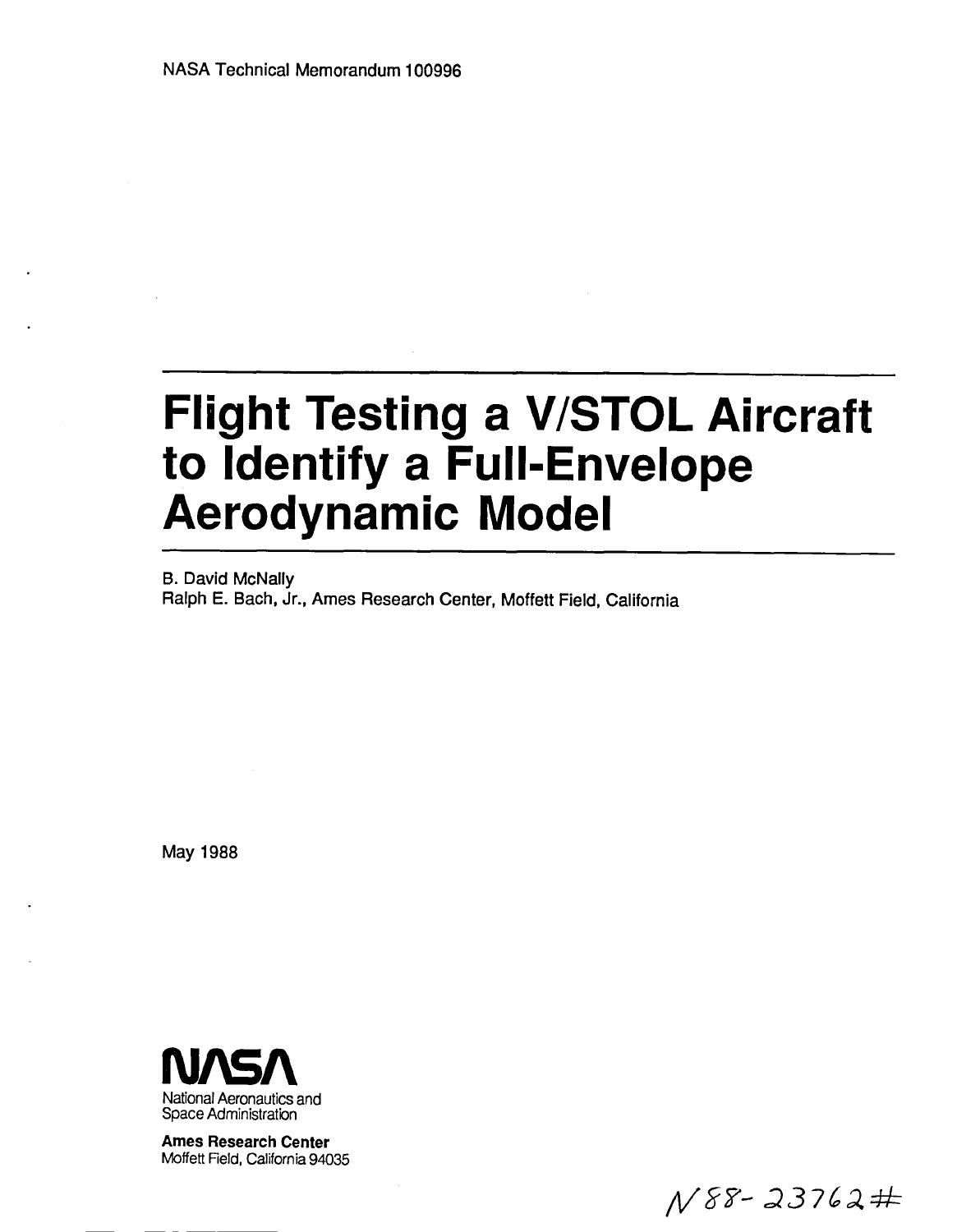NASA Technical Memorandum 100996

# Flight Testing a V/STOL Aircraft to Identify a Full-Envelope Aerodynamic Model

B. David McNally
Ralph E. Bach, Jr., Ames Research Center, Moffett Field, California

May 1988

National Aeronautics and Space Administration

**Ames Research Center**
Moffett Field, California 94035

N88-23762#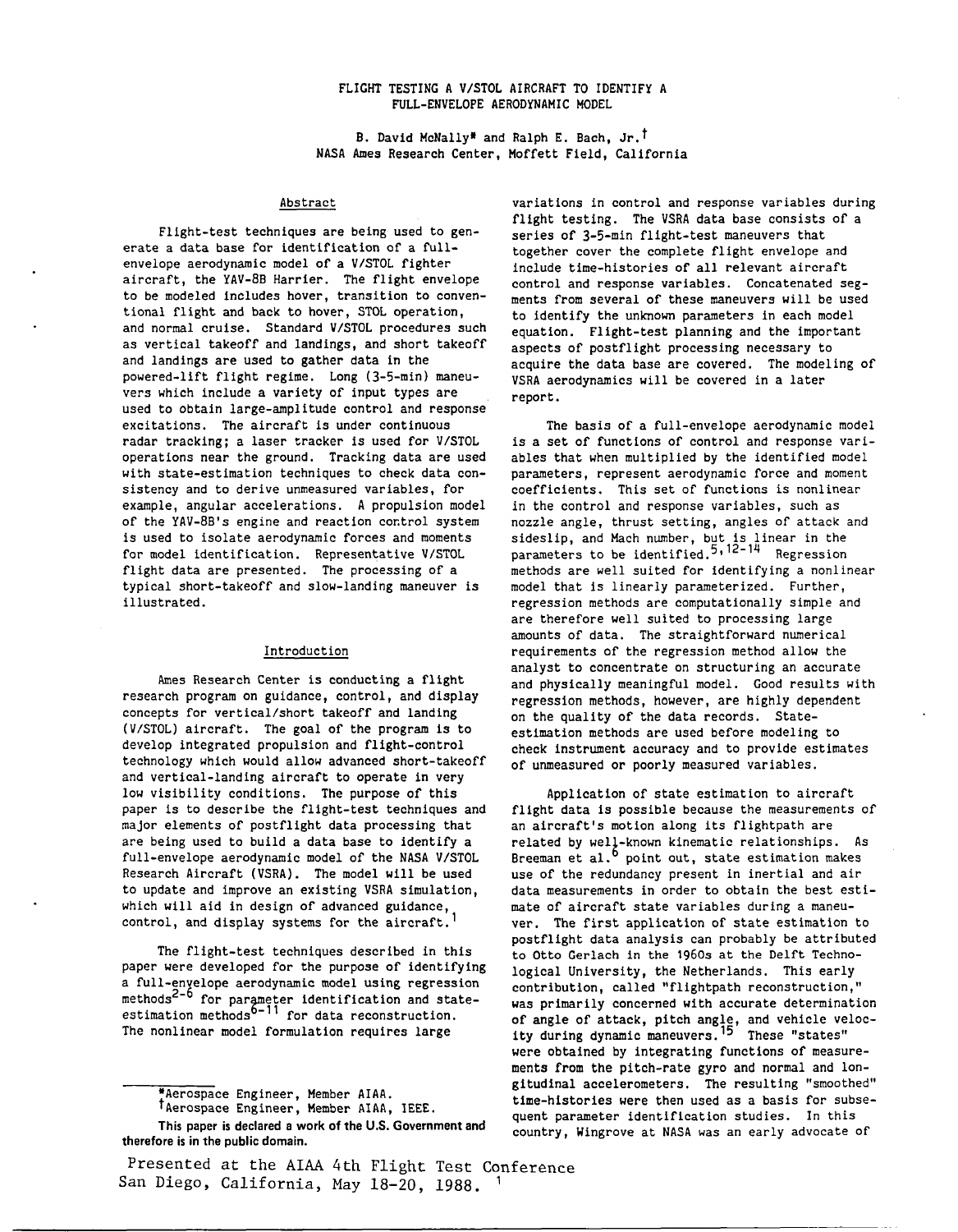FLIGHT TESTING A V/STOL AIRCRAFT TO IDENTIFY A FULL-ENVELOPE AERODYNAMIC MODEL

B. David McNally* and Ralph E. Bach, Jr.†
NASA Ames Research Center, Moffett Field, California

## Abstract

Flight-test techniques are being used to generate a data base for identification of a full-envelope aerodynamic model of a V/STOL fighter aircraft, the YAV-8B Harrier. The flight envelope to be modeled includes hover, transition to conventional flight and back to hover, STOL operation, and normal cruise. Standard V/STOL procedures such as vertical takeoff and landings, and short takeoff and landings are used to gather data in the powered-lift flight regime. Long (3-5-min) maneuvers which include a variety of input types are used to obtain large-amplitude control and response excitations. The aircraft is under continuous radar tracking; a laser tracker is used for V/STOL operations near the ground. Tracking data are used with state-estimation techniques to check data consistency and to derive unmeasured variables, for example, angular accelerations. A propulsion model of the YAV-8B's engine and reaction control system is used to isolate aerodynamic forces and moments for model identification. Representative V/STOL flight data are presented. The processing of a typical short-takeoff and slow-landing maneuver is illustrated.

## Introduction

Ames Research Center is conducting a flight research program on guidance, control, and display concepts for vertical/short takeoff and landing (V/STOL) aircraft. The goal of the program is to develop integrated propulsion and flight-control technology which would allow advanced short-takeoff and vertical-landing aircraft to operate in very low visibility conditions. The purpose of this paper is to describe the flight-test techniques and major elements of postflight data processing that are being used to build a data base to identify a full-envelope aerodynamic model of the NASA V/STOL Research Aircraft (VSRA). The model will be used to update and improve an existing VSRA simulation, which will aid in design of advanced guidance, control, and display systems for the aircraft.[1]

The flight-test techniques described in this paper were developed for the purpose of identifying a full-envelope aerodynamic model using regression methods[2-6] for parameter identification and state-estimation methods[6-11] for data reconstruction. The nonlinear model formulation requires large variations in control and response variables during flight testing. The VSRA data base consists of a series of 3-5-min flight-test maneuvers that together cover the complete flight envelope and include time-histories of all relevant aircraft control and response variables. Concatenated segments from several of these maneuvers will be used to identify the unknown parameters in each model equation. Flight-test planning and the important aspects of postflight processing necessary to acquire the data base are covered. The modeling of VSRA aerodynamics will be covered in a later report.

The basis of a full-envelope aerodynamic model is a set of functions of control and response variables that when multiplied by the identified model parameters, represent aerodynamic force and moment coefficients. This set of functions is nonlinear in the control and response variables, such as nozzle angle, thrust setting, angles of attack and sideslip, and Mach number, but is linear in the parameters to be identified.[5,12-14] Regression methods are well suited for identifying a nonlinear model that is linearly parameterized. Further, regression methods are computationally simple and are therefore well suited to processing large amounts of data. The straightforward numerical requirements of the regression method allow the analyst to concentrate on structuring an accurate and physically meaningful model. Good results with regression methods, however, are highly dependent on the quality of the data records. State-estimation methods are used before modeling to check instrument accuracy and to provide estimates of unmeasured or poorly measured variables.

Application of state estimation to aircraft flight data is possible because the measurements of an aircraft's motion along its flightpath are related by well-known kinematic relationships. As Breeman et al.[6] point out, state estimation makes use of the redundancy present in inertial and air data measurements in order to obtain the best estimate of aircraft state variables during a maneuver. The first application of state estimation to postflight data analysis can probably be attributed to Otto Gerlach in the 1960s at the Delft Technological University, the Netherlands. This early contribution, called "flightpath reconstruction," was primarily concerned with accurate determination of angle of attack, pitch angle, and vehicle velocity during dynamic maneuvers.[15] These "states" were obtained by integrating functions of measurements from the pitch-rate gyro and normal and longitudinal accelerometers. The resulting "smoothed" time-histories were then used as a basis for subsequent parameter identification studies. In this country, Wingrove at NASA was an early advocate of

*Aerospace Engineer, Member AIAA.
†Aerospace Engineer, Member AIAA, IEEE.
This paper is declared a work of the U.S. Government and therefore is in the public domain.

Presented at the AIAA 4th Flight Test Conference San Diego, California, May 18-20, 1988.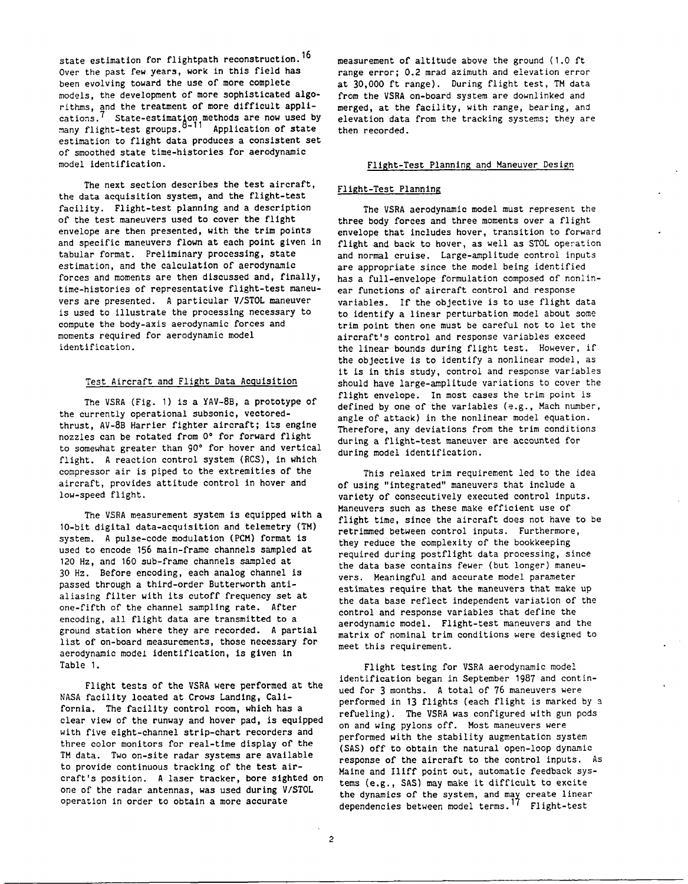state estimation for flightpath reconstruction.[16] Over the past few years, work in this field has been evolving toward the use of more complete models, the development of more sophisticated algorithms, and the treatment of more difficult applications.[7] State-estimation methods are now used by many flight-test groups.[8-11] Application of state estimation to flight data produces a consistent set of smoothed state time-histories for aerodynamic model identification.

The next section describes the test aircraft, the data acquisition system, and the flight-test facility. Flight-test planning and a description of the test maneuvers used to cover the flight envelope are then presented, with the trim points and specific maneuvers flown at each point given in tabular format. Preliminary processing, state estimation, and the calculation of aerodynamic forces and moments are then discussed and, finally, time-histories of representative flight-test maneuvers are presented. A particular V/STOL maneuver is used to illustrate the processing necessary to compute the body-axis aerodynamic forces and moments required for aerodynamic model identification.

## Test Aircraft and Flight Data Acquisition

The VSRA (Fig. 1) is a YAV-8B, a prototype of the currently operational subsonic, vectored-thrust, AV-8B Harrier fighter aircraft; its engine nozzles can be rotated from 0° for forward flight to somewhat greater than 90° for hover and vertical flight. A reaction control system (RCS), in which compressor air is piped to the extremities of the aircraft, provides attitude control in hover and low-speed flight.

The VSRA measurement system is equipped with a 10-bit digital data-acquisition and telemetry (TM) system. A pulse-code modulation (PCM) format is used to encode 156 main-frame channels sampled at 120 Hz, and 160 sub-frame channels sampled at 30 Hz. Before encoding, each analog channel is passed through a third-order Butterworth anti-aliasing filter with its cutoff frequency set at one-fifth of the channel sampling rate. After encoding, all flight data are transmitted to a ground station where they are recorded. A partial list of on-board measurements, those necessary for aerodynamic model identification, is given in Table 1.

Flight tests of the VSRA were performed at the NASA facility located at Crows Landing, California. The facility control room, which has a clear view of the runway and hover pad, is equipped with five eight-channel strip-chart recorders and three color monitors for real-time display of the TM data. Two on-site radar systems are available to provide continuous tracking of the test aircraft's position. A laser tracker, bore sighted on one of the radar antennas, was used during V/STOL operation in order to obtain a more accurate measurement of altitude above the ground (1.0 ft range error; 0.2 mrad azimuth and elevation error at 30,000 ft range). During flight test, TM data from the VSRA on-board system are downlinked and merged, at the facility, with range, bearing, and elevation data from the tracking systems; they are then recorded.

## Flight-Test Planning and Maneuver Design

### Flight-Test Planning

The VSRA aerodynamic model must represent the three body forces and three moments over a flight envelope that includes hover, transition to forward flight and back to hover, as well as STOL operation and normal cruise. Large-amplitude control inputs are appropriate since the model being identified has a full-envelope formulation composed of nonlinear functions of aircraft control and response variables. If the objective is to use flight data to identify a linear perturbation model about some trim point then one must be careful not to let the aircraft's control and response variables exceed the linear bounds during flight test. However, if the objective is to identify a nonlinear model, as it is in this study, control and response variables should have large-amplitude variations to cover the flight envelope. In most cases the trim point is defined by one of the variables (e.g., Mach number, angle of attack) in the nonlinear model equation. Therefore, any deviations from the trim conditions during a flight-test maneuver are accounted for during model identification.

This relaxed trim requirement led to the idea of using "integrated" maneuvers that include a variety of consecutively executed control inputs. Maneuvers such as these make efficient use of flight time, since the aircraft does not have to be retrimmed between control inputs. Furthermore, they reduce the complexity of the bookkeeping required during postflight data processing, since the data base contains fewer (but longer) maneuvers. Meaningful and accurate model parameter estimates require that the maneuvers that make up the data base reflect independent variation of the control and response variables that define the aerodynamic model. Flight-test maneuvers and the matrix of nominal trim conditions were designed to meet this requirement.

Flight testing for VSRA aerodynamic model identification began in September 1987 and continued for 3 months. A total of 76 maneuvers were performed in 13 flights (each flight is marked by a refueling). The VSRA was configured with gun pods on and wing pylons off. Most maneuvers were performed with the stability augmentation system (SAS) off to obtain the natural open-loop dynamic response of the aircraft to the control inputs. As Maine and Iliff point out, automatic feedback systems (e.g., SAS) may make it difficult to excite the dynamics of the system, and may create linear dependencies between model terms.[17] Flight-test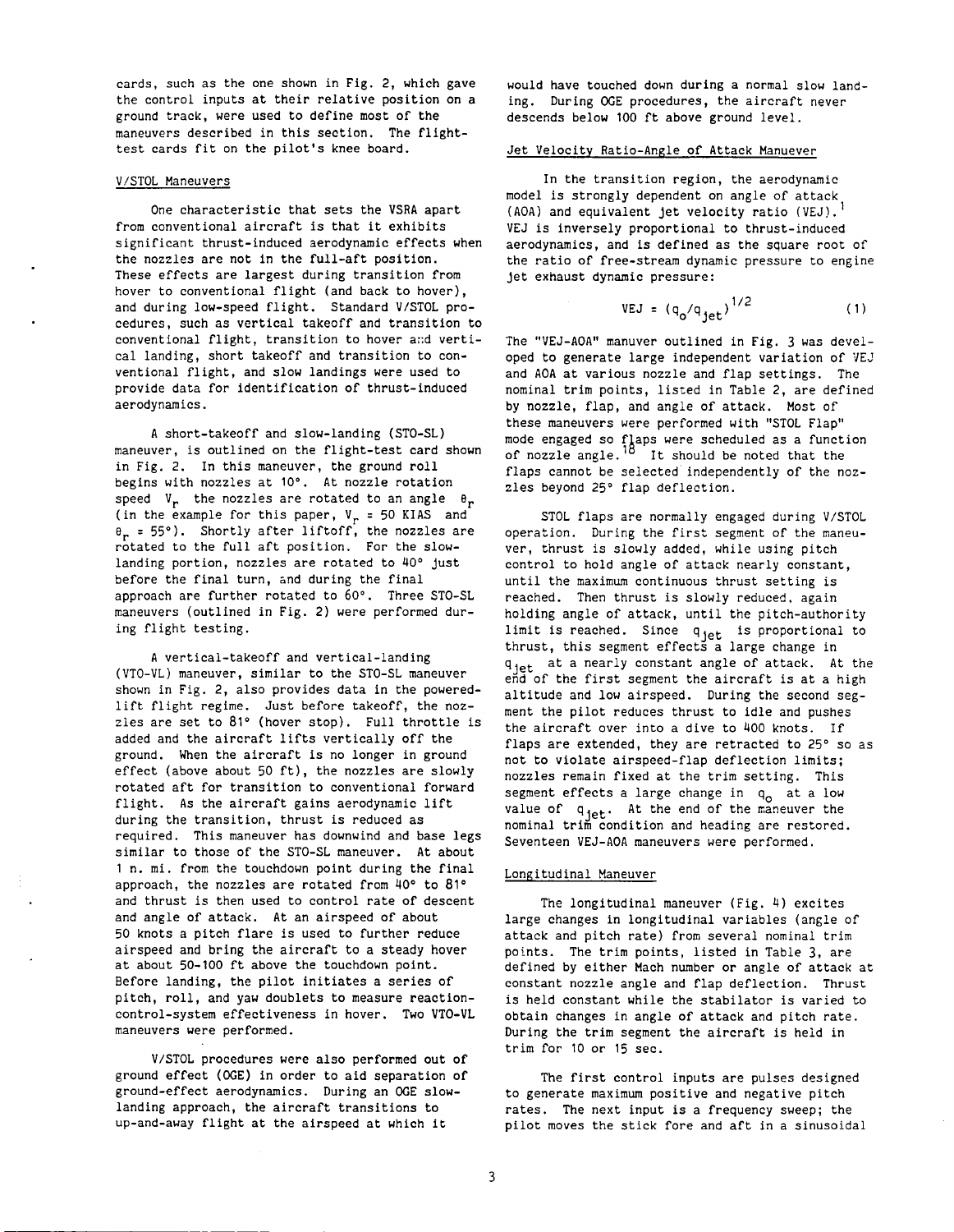cards, such as the one shown in Fig. 2, which gave the control inputs at their relative position on a ground track, were used to define most of the maneuvers described in this section. The flight-test cards fit on the pilot's knee board.

### V/STOL Maneuvers

One characteristic that sets the VSRA apart from conventional aircraft is that it exhibits significant thrust-induced aerodynamic effects when the nozzles are not in the full-aft position. These effects are largest during transition from hover to conventional flight (and back to hover), and during low-speed flight. Standard V/STOL procedures, such as vertical takeoff and transition to conventional flight, transition to hover and vertical landing, short takeoff and transition to conventional flight, and slow landings were used to provide data for identification of thrust-induced aerodynamics.

A short-takeoff and slow-landing (STO-SL) maneuver, is outlined on the flight-test card shown in Fig. 2. In this maneuver, the ground roll begins with nozzles at 10°. At nozzle rotation speed $V_r$ the nozzles are rotated to an angle $\theta_r$ (in the example for this paper, $V_r$ = 50 KIAS and $\theta_r$ = 55°). Shortly after liftoff, the nozzles are rotated to the full aft position. For the slow-landing portion, nozzles are rotated to 40° just before the final turn, and during the final approach are further rotated to 60°. Three STO-SL maneuvers (outlined in Fig. 2) were performed during flight testing.

A vertical-takeoff and vertical-landing (VTO-VL) maneuver, similar to the STO-SL maneuver shown in Fig. 2, also provides data in the powered-lift flight regime. Just before takeoff, the nozzles are set to 81° (hover stop). Full throttle is added and the aircraft lifts vertically off the ground. When the aircraft is no longer in ground effect (above about 50 ft), the nozzles are slowly rotated aft for transition to conventional forward flight. As the aircraft gains aerodynamic lift during the transition, thrust is reduced as required. This maneuver has downwind and base legs similar to those of the STO-SL maneuver. At about 1 n. mi. from the touchdown point during the final approach, the nozzles are rotated from 40° to 81° and thrust is then used to control rate of descent and angle of attack. At an airspeed of about 50 knots a pitch flare is used to further reduce airspeed and bring the aircraft to a steady hover at about 50-100 ft above the touchdown point. Before landing, the pilot initiates a series of pitch, roll, and yaw doublets to measure reaction-control-system effectiveness in hover. Two VTO-VL maneuvers were performed.

V/STOL procedures were also performed out of ground effect (OGE) in order to aid separation of ground-effect aerodynamics. During an OGE slow-landing approach, the aircraft transitions to up-and-away flight at the airspeed at which it would have touched down during a normal slow landing. During OGE procedures, the aircraft never descends below 100 ft above ground level.

### Jet Velocity Ratio-Angle of Attack Manuever

In the transition region, the aerodynamic model is strongly dependent on angle of attack (AOA) and equivalent jet velocity ratio (VEJ).[1] VEJ is inversely proportional to thrust-induced aerodynamics, and is defined as the square root of the ratio of free-stream dynamic pressure to engine jet exhaust dynamic pressure:

$$\text{VEJ} = (q_o/q_{jet})^{1/2} \tag{1}$$

The "VEJ-AOA" manuver outlined in Fig. 3 was developed to generate large independent variation of VEJ and AOA at various nozzle and flap settings. The nominal trim points, listed in Table 2, are defined by nozzle, flap, and angle of attack. Most of these maneuvers were performed with "STOL Flap" mode engaged so flaps were scheduled as a function of nozzle angle.[18] It should be noted that the flaps cannot be selected independently of the nozzles beyond 25° flap deflection.

STOL flaps are normally engaged during V/STOL operation. During the first segment of the maneuver, thrust is slowly added, while using pitch control to hold angle of attack nearly constant, until the maximum continuous thrust setting is reached. Then thrust is slowly reduced, again holding angle of attack, until the pitch-authority limit is reached. Since $q_{jet}$ is proportional to thrust, this segment effects a large change in $q_{jet}$ at a nearly constant angle of attack. At the end of the first segment the aircraft is at a high altitude and low airspeed. During the second segment the pilot reduces thrust to idle and pushes the aircraft over into a dive to 400 knots. If flaps are extended, they are retracted to 25° so as not to violate airspeed-flap deflection limits; nozzles remain fixed at the trim setting. This segment effects a large change in $q_o$ at a low value of $q_{jet}$. At the end of the maneuver the nominal trim condition and heading are restored. Seventeen VEJ-AOA maneuvers were performed.

### Longitudinal Maneuver

The longitudinal maneuver (Fig. 4) excites large changes in longitudinal variables (angle of attack and pitch rate) from several nominal trim points. The trim points, listed in Table 3, are defined by either Mach number or angle of attack at constant nozzle angle and flap deflection. Thrust is held constant while the stabilator is varied to obtain changes in angle of attack and pitch rate. During the trim segment the aircraft is held in trim for 10 or 15 sec.

The first control inputs are pulses designed to generate maximum positive and negative pitch rates. The next input is a frequency sweep; the pilot moves the stick fore and aft in a sinusoidal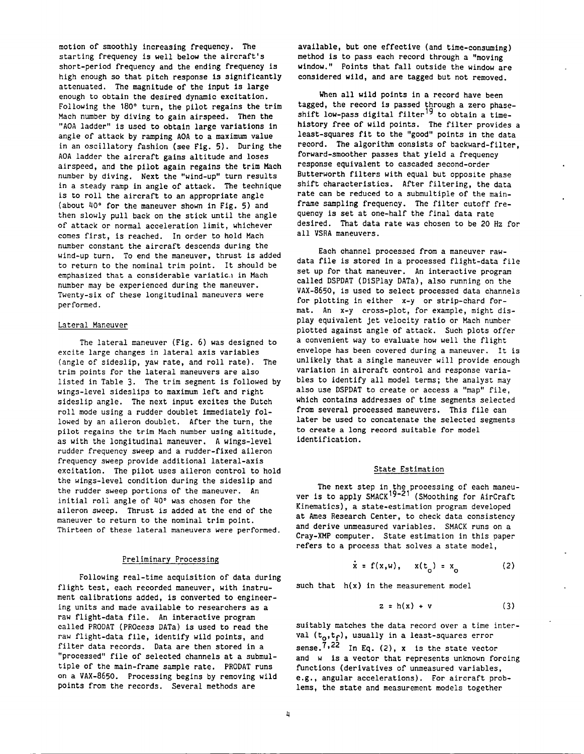motion of smoothly increasing frequency. The starting frequency is well below the aircraft's short-period frequency and the ending frequency is high enough so that pitch response is significantly attenuated. The magnitude of the input is large enough to obtain the desired dynamic excitation. Following the 180° turn, the pilot regains the trim Mach number by diving to gain airspeed. Then the "AOA ladder" is used to obtain large variations in angle of attack by ramping AOA to a maximum value in an oscillatory fashion (see Fig. 5). During the AOA ladder the aircraft gains altitude and loses airspeed, and the pilot again regains the trim Mach number by diving. Next the "wind-up" turn results in a steady ramp in angle of attack. The technique is to roll the aircraft to an appropriate angle (about 40° for the maneuver shown in Fig. 5) and then slowly pull back on the stick until the angle of attack or normal acceleration limit, whichever comes first, is reached. In order to hold Mach number constant the aircraft descends during the wind-up turn. To end the maneuver, thrust is added to return to the nominal trim point. It should be emphasized that a considerable variation in Mach number may be experienced during the maneuver. Twenty-six of these longitudinal maneuvers were performed.

### Lateral Maneuver

The lateral maneuver (Fig. 6) was designed to excite large changes in lateral axis variables (angle of sideslip, yaw rate, and roll rate). The trim points for the lateral maneuvers are also listed in Table 3. The trim segment is followed by wings-level sideslips to maximum left and right sideslip angle. The next input excites the Dutch roll mode using a rudder doublet immediately followed by an aileron doublet. After the turn, the pilot regains the trim Mach number using altitude, as with the longitudinal maneuver. A wings-level rudder frequency sweep and a rudder-fixed aileron frequency sweep provide additional lateral-axis excitation. The pilot uses aileron control to hold the wings-level condition during the sideslip and the rudder sweep portions of the maneuver. An initial roll angle of 40° was chosen for the aileron sweep. Thrust is added at the end of the maneuver to return to the nominal trim point. Thirteen of these lateral maneuvers were performed.

## Preliminary Processing

Following real-time acquisition of data during flight test, each recorded maneuver, with instrument calibrations added, is converted to engineering units and made available to researchers as a raw flight-data file. An interactive program called PRODAT (PROcess DATa) is used to read the raw flight-data file, identify wild points, and filter data records. Data are then stored in a "processed" file of selected channels at a submultiple of the main-frame sample rate. PRODAT runs on a VAX-8650. Processing begins by removing wild points from the records. Several methods are available, but one effective (and time-consuming) method is to pass each record through a "moving window." Points that fall outside the window are considered wild, and are tagged but not removed.

When all wild points in a record have been tagged, the record is passed through[19] a zero phase-shift low-pass digital filter to obtain a time-history free of wild points. The filter provides a least-squares fit to the "good" points in the data record. The algorithm consists of backward-filter, forward-smoother passes that yield a frequency response equivalent to cascaded second-order Butterworth filters with equal but opposite phase shift characteristics. After filtering, the data rate can be reduced to a submultiple of the main-frame sampling frequency. The filter cutoff frequency is set at one-half the final data rate desired. That data rate was chosen to be 20 Hz for all VSRA maneuvers.

Each channel processed from a maneuver raw-data file is stored in a processed flight-data file set up for that maneuver. An interactive program called DSPDAT (DiSPlay DATa), also running on the VAX-8650, is used to select processed data channels for plotting in either x-y or strip-chard format. An x-y cross-plot, for example, might display equivalent jet velocity ratio or Mach number plotted against angle of attack. Such plots offer a convenient way to evaluate how well the flight envelope has been covered during a maneuver. It is unlikely that a single maneuver will provide enough variation in aircraft control and response variables to identify all model terms; the analyst may also use DSPDAT to create or access a "map" file, which contains addresses of time segments selected from several processed maneuvers. This file can later be used to concatenate the selected segments to create a long record suitable for model identification.

## State Estimation

The next step in the processing of each maneuver is to apply SMACK[19-21] (SMoothing for AirCraft Kinematics), a state-estimation program developed at Ames Research Center, to check data consistency and derive unmeasured variables. SMACK runs on a Cray-XMP computer. State estimation in this paper refers to a process that solves a state model,

$$\dot{x} = f(x,w), \quad x(t_o) = x_o \tag{2}$$

such that $h(x)$ in the measurement model

$$z = h(x) + v \tag{3}$$

suitably matches the data record over a time interval $(t_o,t_f)$, usually in a least-squares error sense.[7,22] In Eq. (2), $x$ is the state vector and $w$ is a vector that represents unknown forcing functions (derivatives of unmeasured variables, e.g., angular accelerations). For aircraft problems, the state and measurement models together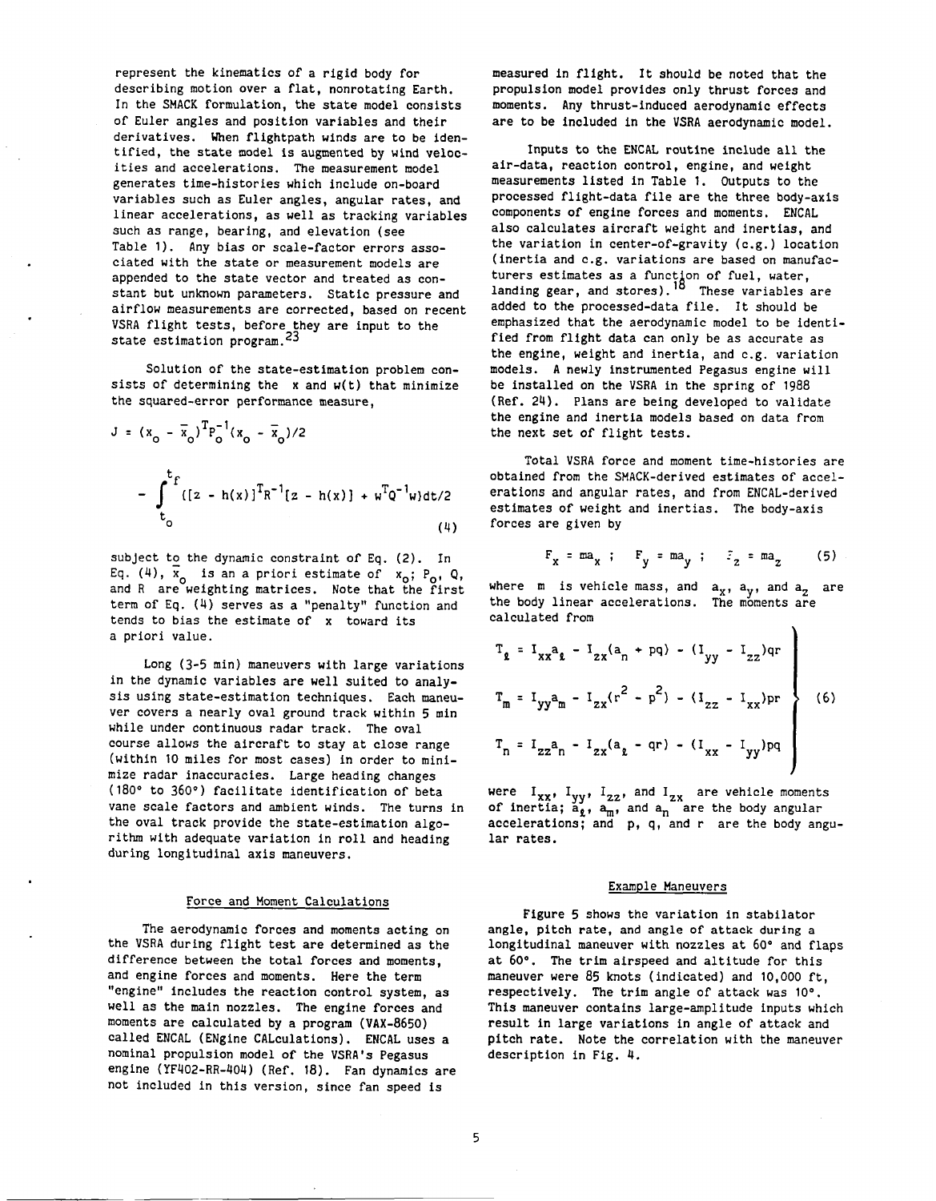represent the kinematics of a rigid body for describing motion over a flat, nonrotating Earth. In the SMACK formulation, the state model consists of Euler angles and position variables and their derivatives. When flightpath winds are to be identified, the state model is augmented by wind velocities and accelerations. The measurement model generates time-histories which include on-board variables such as Euler angles, angular rates, and linear accelerations, as well as tracking variables such as range, bearing, and elevation (see Table 1). Any bias or scale-factor errors associated with the state or measurement models are appended to the state vector and treated as constant but unknown parameters. Static pressure and airflow measurements are corrected, based on recent VSRA flight tests, before they are input to the state estimation program.[23]

Solution of the state-estimation problem consists of determining the x and w(t) that minimize the squared-error performance measure,

$$J = (x_o - \bar{x}_o)^T P_o^{-1} (x_o - \bar{x}_o)/2$$

$$- \int_{t_o}^{t_f} \{[z - h(x)]^T R^{-1} [z - h(x)] + w^T Q^{-1} w\} dt/2 \quad (4)$$

subject to the dynamic constraint of Eq. (2). In Eq. (4), $\bar{x}_o$ is an a priori estimate of $x_o$; $P_o$, Q, and R are weighting matrices. Note that the first term of Eq. (4) serves as a "penalty" function and tends to bias the estimate of x toward its a priori value.

Long (3-5 min) maneuvers with large variations in the dynamic variables are well suited to analysis using state-estimation techniques. Each maneuver covers a nearly oval ground track within 5 min while under continuous radar track. The oval course allows the aircraft to stay at close range (within 10 miles for most cases) in order to minimize radar inaccuracies. Large heading changes (180° to 360°) facilitate identification of beta vane scale factors and ambient winds. The turns in the oval track provide the state-estimation algorithm with adequate variation in roll and heading during longitudinal axis maneuvers.

## Force and Moment Calculations

The aerodynamic forces and moments acting on the VSRA during flight test are determined as the difference between the total forces and moments, and engine forces and moments. Here the term "engine" includes the reaction control system, as well as the main nozzles. The engine forces and moments are calculated by a program (VAX-8650) called ENCAL (ENgine CALculations). ENCAL uses a nominal propulsion model of the VSRA's Pegasus engine (YF402-RR-404) (Ref. 18). Fan dynamics are not included in this version, since fan speed is measured in flight. It should be noted that the propulsion model provides only thrust forces and moments. Any thrust-induced aerodynamic effects are to be included in the VSRA aerodynamic model.

Inputs to the ENCAL routine include all the air-data, reaction control, engine, and weight measurements listed in Table 1. Outputs to the processed flight-data file are the three body-axis components of engine forces and moments. ENCAL also calculates aircraft weight and inertias, and the variation in center-of-gravity (c.g.) location (inertia and c.g. variations are based on manufacturers estimates as a function of fuel, water, landing gear, and stores).[18] These variables are added to the processed-data file. It should be emphasized that the aerodynamic model to be identified from flight data can only be as accurate as the engine, weight and inertia, and c.g. variation models. A newly instrumented Pegasus engine will be installed on the VSRA in the spring of 1988 (Ref. 24). Plans are being developed to validate the engine and inertia models based on data from the next set of flight tests.

Total VSRA force and moment time-histories are obtained from the SMACK-derived estimates of accelerations and angular rates, and from ENCAL-derived estimates of weight and inertias. The body-axis forces are given by

$$F_x = ma_x \; ; \quad F_y = ma_y \; ; \quad F_z = ma_z \quad (5)$$

where m is vehicle mass, and $a_x$, $a_y$, and $a_z$ are the body linear accelerations. The moments are calculated from

$$\left.\begin{aligned} T_\ell &= I_{xx}a_\ell - I_{zx}(a_n + pq) - (I_{yy} - I_{zz})qr \\ T_m &= I_{yy}a_m - I_{zx}(r^2 - p^2) - (I_{zz} - I_{xx})pr \\ T_n &= I_{zz}a_n - I_{zx}(a_\ell - qr) - (I_{xx} - I_{yy})pq \end{aligned}\right\} \quad (6)$$

were $I_{xx}$, $I_{yy}$, $I_{zz}$, and $I_{zx}$ are vehicle moments of inertia; $a_\ell$, $a_m$, and $a_n$ are the body angular accelerations; and p, q, and r are the body angular rates.

## Example Maneuvers

Figure 5 shows the variation in stabilator angle, pitch rate, and angle of attack during a longitudinal maneuver with nozzles at 60° and flaps at 60°. The trim airspeed and altitude for this maneuver were 85 knots (indicated) and 10,000 ft, respectively. The trim angle of attack was 10°. This maneuver contains large-amplitude inputs which result in large variations in angle of attack and pitch rate. Note the correlation with the maneuver description in Fig. 4.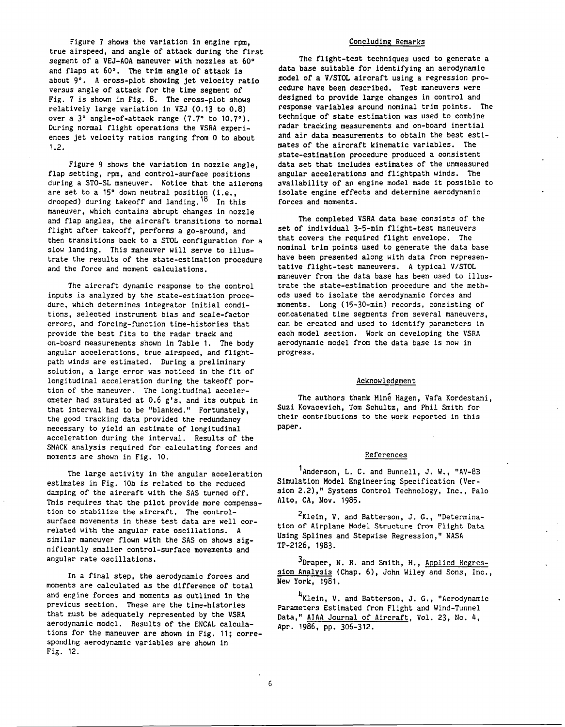Figure 7 shows the variation in engine rpm, true airspeed, and angle of attack during the first segment of a VEJ-AOA maneuver with nozzles at 60° and flaps at 60°. The trim angle of attack is about 9°. A cross-plot showing jet velocity ratio versus angle of attack for the time segment of Fig. 7 is shown in Fig. 8. The cross-plot shows relatively large variation in VEJ (0.13 to 0.8) over a 3° angle-of-attack range (7.7° to 10.7°). During normal flight operations the VSRA experiences jet velocity ratios ranging from 0 to about 1.2.

Figure 9 shows the variation in nozzle angle, flap setting, rpm, and control-surface positions during a STO-SL maneuver. Notice that the ailerons are set to a 15° down neutral position (i.e., drooped) during takeoff and landing.[18] In this maneuver, which contains abrupt changes in nozzle and flap angles, the aircraft transitions to normal flight after takeoff, performs a go-around, and then transitions back to a STOL configuration for a slow landing. This maneuver will serve to illustrate the results of the state-estimation procedure and the force and moment calculations.

The aircraft dynamic response to the control inputs is analyzed by the state-estimation procedure, which determines integrator initial conditions, selected instrument bias and scale-factor errors, and forcing-function time-histories that provide the best fits to the radar track and on-board measurements shown in Table 1. The body angular accelerations, true airspeed, and flightpath winds are estimated. During a preliminary solution, a large error was noticed in the fit of longitudinal acceleration during the takeoff portion of the maneuver. The longitudinal accelerometer had saturated at 0.6 g's, and its output in that interval had to be "blanked." Fortunately, the good tracking data provided the redundancy necessary to yield an estimate of longitudinal acceleration during the interval. Results of the SMACK analysis required for calculating forces and moments are shown in Fig. 10.

The large activity in the angular acceleration estimates in Fig. 10b is related to the reduced damping of the aircraft with the SAS turned off. This requires that the pilot provide more compensation to stabilize the aircraft. The control-surface movements in these test data are well correlated with the angular rate oscillations. A similar maneuver flown with the SAS on shows significantly smaller control-surface movements and angular rate oscillations.

In a final step, the aerodynamic forces and moments are calculated as the difference of total and engine forces and moments as outlined in the previous section. These are the time-histories that must be adequately represented by the VSRA aerodynamic model. Results of the ENCAL calculations for the maneuver are shown in Fig. 11; corresponding aerodynamic variables are shown in Fig. 12.

## Concluding Remarks

The flight-test techniques used to generate a data base suitable for identifying an aerodynamic model of a V/STOL aircraft using a regression procedure have been described. Test maneuvers were designed to provide large changes in control and response variables around nominal trim points. The technique of state estimation was used to combine radar tracking measurements and on-board inertial and air data measurements to obtain the best estimates of the aircraft kinematic variables. The state-estimation procedure produced a consistent data set that includes estimates of the unmeasured angular accelerations and flightpath winds. The availability of an engine model made it possible to isolate engine effects and determine aerodynamic forces and moments.

The completed VSRA data base consists of the set of individual 3-5-min flight-test maneuvers that covers the required flight envelope. The nominal trim points used to generate the data base have been presented along with data from representative flight-test maneuvers. A typical V/STOL maneuver from the data base has been used to illustrate the state-estimation procedure and the methods used to isolate the aerodynamic forces and moments. Long (15-30-min) records, consisting of concatenated time segments from several maneuvers, can be created and used to identify parameters in each model section. Work on developing the VSRA aerodynamic model from the data base is now in progress.

## Acknowledgment

The authors thank Miné Hagen, Vafa Kordestani, Suzi Kovacevich, Tom Schultz, and Phil Smith for their contributions to the work reported in this paper.

## References

[1] Anderson, L. C. and Bunnell, J. W., "AV-8B Simulation Model Engineering Specification (Version 2.2)," Systems Control Technology, Inc., Palo Alto, CA, Nov. 1985.

[2] Klein, V. and Batterson, J. G., "Determination of Airplane Model Structure from Flight Data Using Splines and Stepwise Regression," NASA TP-2126, 1983.

[3] Draper, N. R. and Smith, H., Applied Regression Analysis (Chap. 6), John Wiley and Sons, Inc., New York, 1981.

[4] Klein, V. and Batterson, J. G., "Aerodynamic Parameters Estimated from Flight and Wind-Tunnel Data," AIAA Journal of Aircraft, Vol. 23, No. 4, Apr. 1986, pp. 306-312.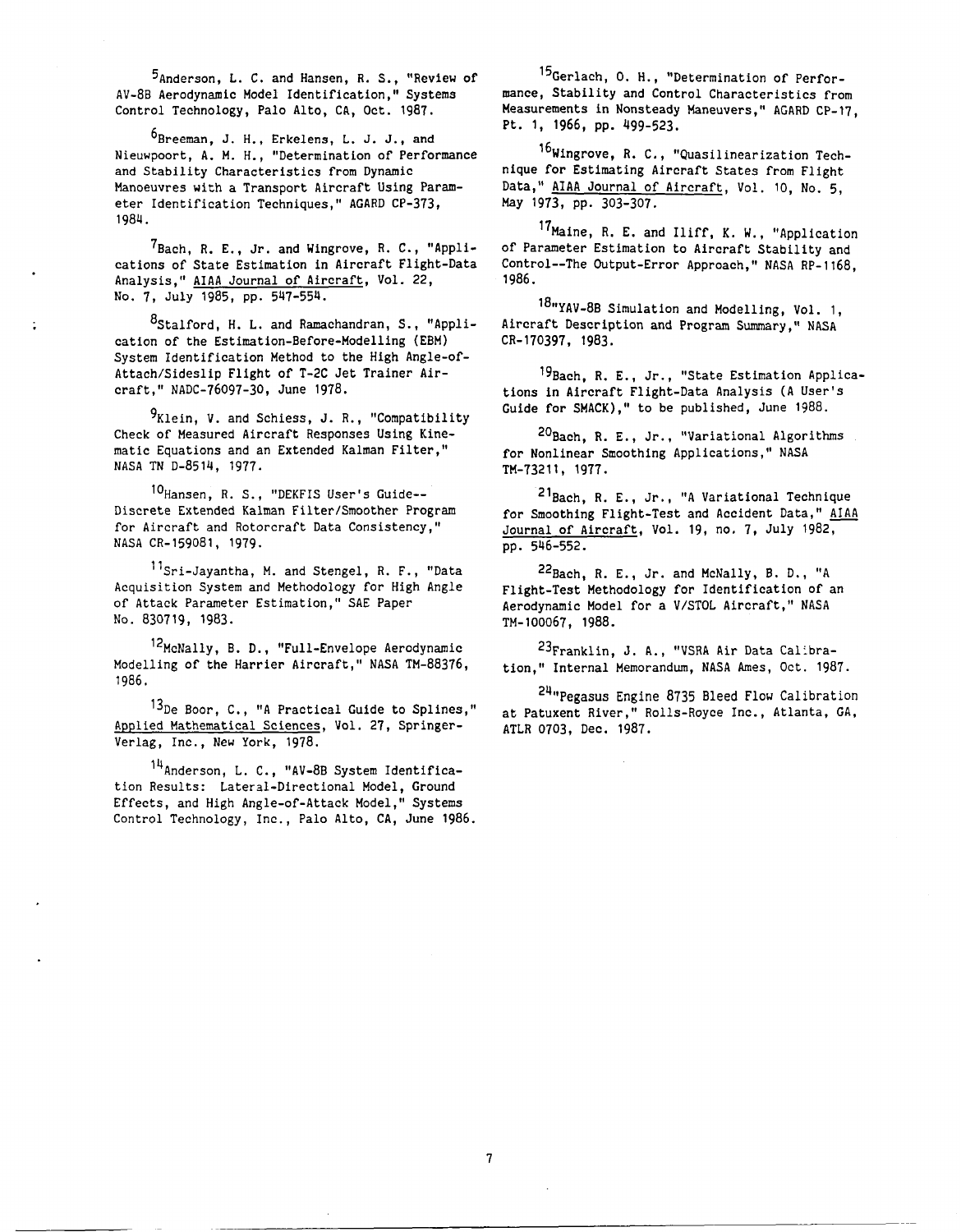[5] Anderson, L. C. and Hansen, R. S., "Review of AV-8B Aerodynamic Model Identification," Systems Control Technology, Palo Alto, CA, Oct. 1987.

[6] Breeman, J. H., Erkelens, L. J. J., and Nieuwpoort, A. M. H., "Determination of Performance and Stability Characteristics from Dynamic Manoeuvres with a Transport Aircraft Using Parameter Identification Techniques," AGARD CP-373, 1984.

[7] Bach, R. E., Jr. and Wingrove, R. C., "Applications of State Estimation in Aircraft Flight-Data Analysis," AIAA Journal of Aircraft, Vol. 22, No. 7, July 1985, pp. 547-554.

[8] Stalford, H. L. and Ramachandran, S., "Application of the Estimation-Before-Modelling (EBM) System Identification Method to the High Angle-of-Attach/Sideslip Flight of T-2C Jet Trainer Aircraft," NADC-76097-30, June 1978.

[9] Klein, V. and Schiess, J. R., "Compatibility Check of Measured Aircraft Responses Using Kinematic Equations and an Extended Kalman Filter," NASA TN D-8514, 1977.

[10] Hansen, R. S., "DEKFIS User's Guide--Discrete Extended Kalman Filter/Smoother Program for Aircraft and Rotorcraft Data Consistency," NASA CR-159081, 1979.

[11] Sri-Jayantha, M. and Stengel, R. F., "Data Acquisition System and Methodology for High Angle of Attack Parameter Estimation," SAE Paper No. 830719, 1983.

[12] McNally, B. D., "Full-Envelope Aerodynamic Modelling of the Harrier Aircraft," NASA TM-88376, 1986.

[13] De Boor, C., "A Practical Guide to Splines," Applied Mathematical Sciences, Vol. 27, Springer-Verlag, Inc., New York, 1978.

[14] Anderson, L. C., "AV-8B System Identification Results: Lateral-Directional Model, Ground Effects, and High Angle-of-Attack Model," Systems Control Technology, Inc., Palo Alto, CA, June 1986.

[15] Gerlach, O. H., "Determination of Performance, Stability and Control Characteristics from Measurements in Nonsteady Maneuvers," AGARD CP-17, Pt. 1, 1966, pp. 499-523.

[16] Wingrove, R. C., "Quasilinearization Technique for Estimating Aircraft States from Flight Data," AIAA Journal of Aircraft, Vol. 10, No. 5, May 1973, pp. 303-307.

[17] Maine, R. E. and Iliff, K. W., "Application of Parameter Estimation to Aircraft Stability and Control--The Output-Error Approach," NASA RP-1168, 1986.

[18] "YAV-8B Simulation and Modelling, Vol. 1, Aircraft Description and Program Summary," NASA CR-170397, 1983.

[19] Bach, R. E., Jr., "State Estimation Applications in Aircraft Flight-Data Analysis (A User's Guide for SMACK)," to be published, June 1988.

[20] Bach, R. E., Jr., "Variational Algorithms for Nonlinear Smoothing Applications," NASA TM-73211, 1977.

[21] Bach, R. E., Jr., "A Variational Technique for Smoothing Flight-Test and Accident Data," AIAA Journal of Aircraft, Vol. 19, no. 7, July 1982, pp. 546-552.

[22] Bach, R. E., Jr. and McNally, B. D., "A Flight-Test Methodology for Identification of an Aerodynamic Model for a V/STOL Aircraft," NASA TM-100067, 1988.

[23] Franklin, J. A., "VSRA Air Data Calibration," Internal Memorandum, NASA Ames, Oct. 1987.

[24] "Pegasus Engine 8735 Bleed Flow Calibration at Patuxent River," Rolls-Royce Inc., Atlanta, GA, ATLR 0703, Dec. 1987.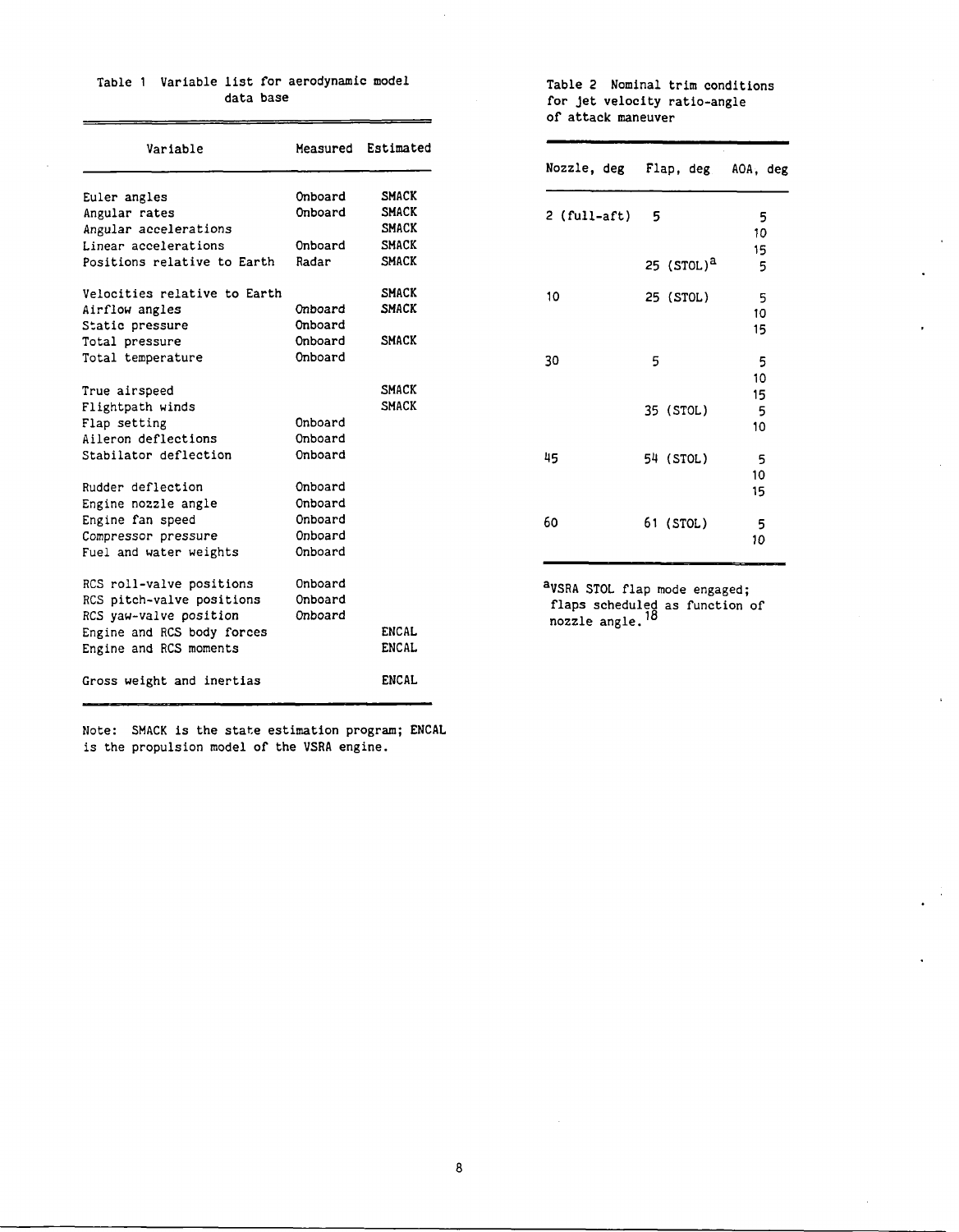Table 1 Variable list for aerodynamic model data base

| Variable | Measured | Estimated |
|---|---|---|
| Euler angles | Onboard | SMACK |
| Angular rates | Onboard | SMACK |
| Angular accelerations | | SMACK |
| Linear accelerations | Onboard | SMACK |
| Positions relative to Earth | Radar | SMACK |
| Velocities relative to Earth | | SMACK |
| Airflow angles | Onboard | SMACK |
| Static pressure | Onboard | |
| Total pressure | Onboard | SMACK |
| Total temperature | Onboard | |
| True airspeed | | SMACK |
| Flightpath winds | | SMACK |
| Flap setting | Onboard | |
| Aileron deflections | Onboard | |
| Stabilator deflection | Onboard | |
| Rudder deflection | Onboard | |
| Engine nozzle angle | Onboard | |
| Engine fan speed | Onboard | |
| Compressor pressure | Onboard | |
| Fuel and water weights | Onboard | |
| RCS roll-valve positions | Onboard | |
| RCS pitch-valve positions | Onboard | |
| RCS yaw-valve position | Onboard | |
| Engine and RCS body forces | | ENCAL |
| Engine and RCS moments | | ENCAL |
| Gross weight and inertias | | ENCAL |

Note: SMACK is the state estimation program; ENCAL is the propulsion model of the VSRA engine.

Table 2 Nominal trim conditions for jet velocity ratio-angle of attack maneuver

| Nozzle, deg | Flap, deg | AOA, deg |
|---|---|---|
| 2 (full-aft) | 5 | 5 |
| | | 10 |
| | | 15 |
| | 25 (STOL)[a] | 5 |
| 10 | 25 (STOL) | 5 |
| | | 10 |
| | | 15 |
| 30 | 5 | 5 |
| | | 10 |
| | | 15 |
| | 35 (STOL) | 5 |
| | | 10 |
| 45 | 54 (STOL) | 5 |
| | | 10 |
| | | 15 |
| 60 | 61 (STOL) | 5 |
| | | 10 |

[a]VSRA STOL flap mode engaged; flaps scheduled as function of nozzle angle.[18]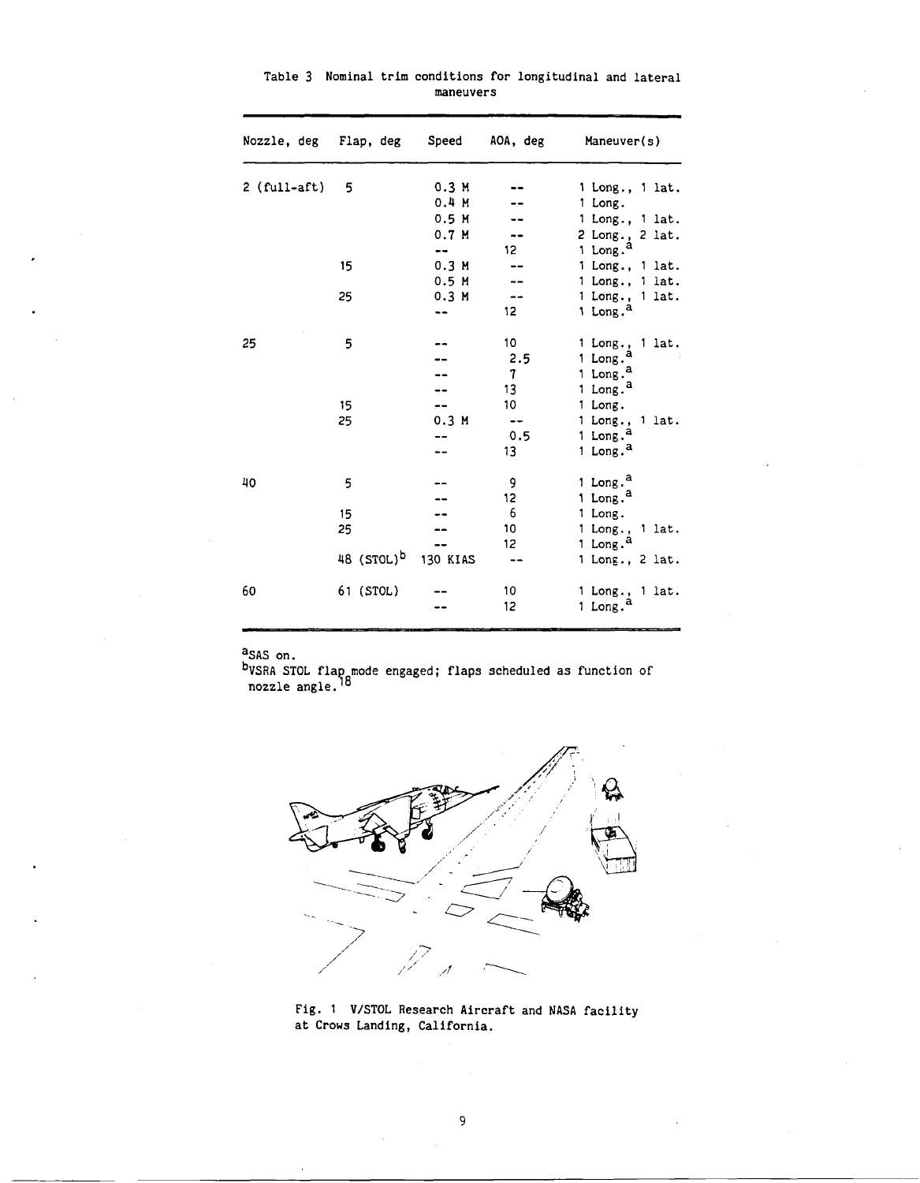Table 3 Nominal trim conditions for longitudinal and lateral maneuvers

| Nozzle, deg | Flap, deg | Speed | AOA, deg | Maneuver(s) |
|---|---|---|---|---|
| 2 (full-aft) | 5 | 0.3 M | -- | 1 Long., 1 lat. |
| | | 0.4 M | -- | 1 Long. |
| | | 0.5 M | -- | 1 Long., 1 lat. |
| | | 0.7 M | -- | 2 Long., 2 lat. |
| | | -- | 12 | 1 Long.[a] |
| | 15 | 0.3 M | -- | 1 Long., 1 lat. |
| | | 0.5 M | -- | 1 Long., 1 lat. |
| | 25 | 0.3 M | -- | 1 Long., 1 lat. |
| | | -- | 12 | 1 Long.[a] |
| 25 | 5 | -- | 10 | 1 Long., 1 lat. |
| | | -- | 2.5 | 1 Long.[a] |
| | | -- | 7 | 1 Long.[a] |
| | | -- | 13 | 1 Long.[a] |
| | 15 | -- | 10 | 1 Long. |
| | 25 | 0.3 M | -- | 1 Long., 1 lat. |
| | | -- | 0.5 | 1 Long.[a] |
| | | -- | 13 | 1 Long.[a] |
| 40 | 5 | -- | 9 | 1 Long.[a] |
| | | -- | 12 | 1 Long.[a] |
| | 15 | -- | 6 | 1 Long. |
| | 25 | -- | 10 | 1 Long., 1 lat. |
| | | -- | 12 | 1 Long.[a] |
| | 48 (STOL)[b] | 130 KIAS | -- | 1 Long., 2 lat. |
| 60 | 61 (STOL) | -- | 10 | 1 Long., 1 lat. |
| | | -- | 12 | 1 Long.[a] |

[a]SAS on.

[b]VSRA STOL flap mode engaged; flaps scheduled as function of nozzle angle.[18]

Fig. 1 V/STOL Research Aircraft and NASA facility at Crows Landing, California.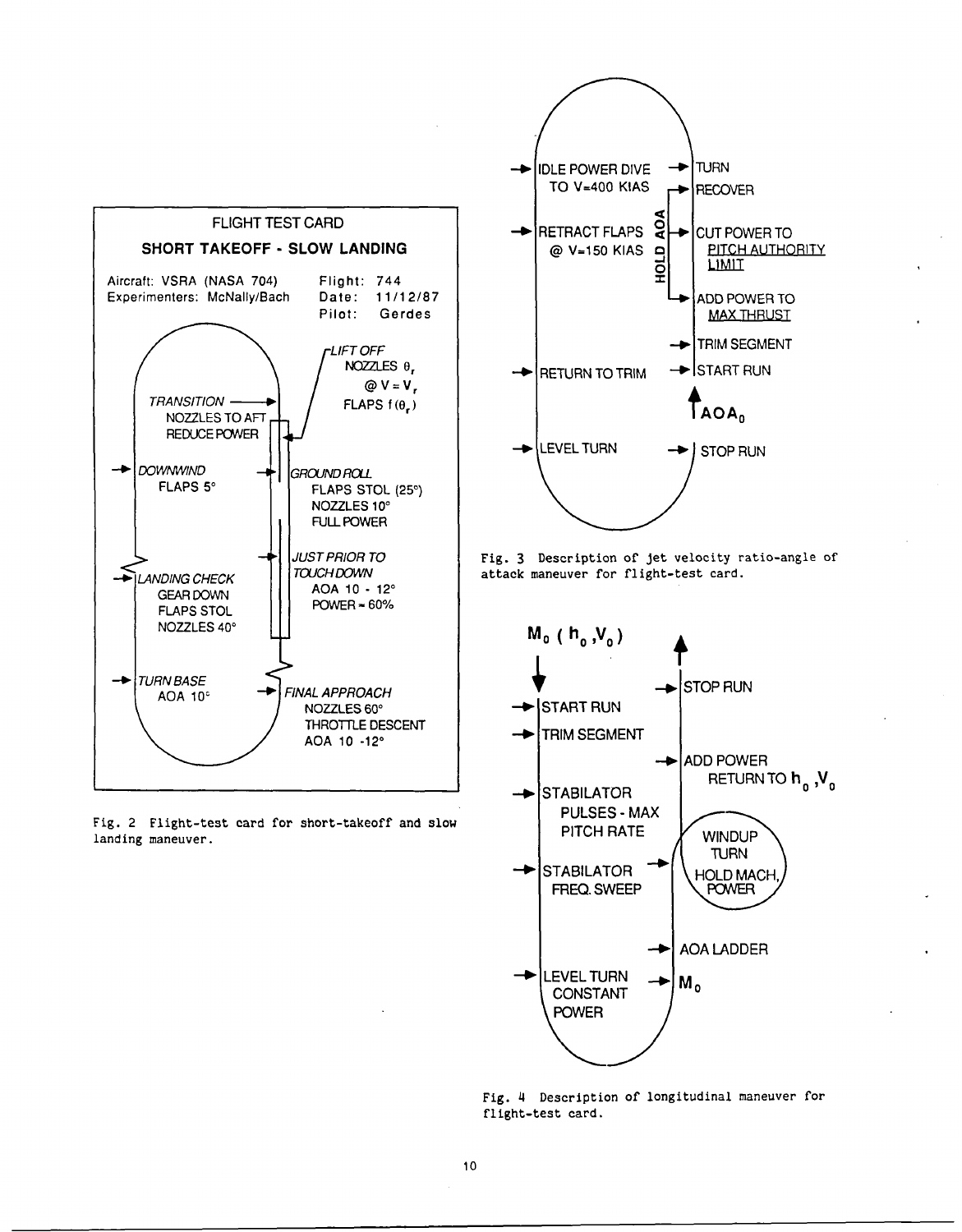FLIGHT TEST CARD

**SHORT TAKEOFF - SLOW LANDING**

Aircraft: VSRA (NASA 704)
Experimenters: McNally/Bach

Flight: 744
Date: 11/12/87
Pilot: Gerdes

*TRANSITION*
NOZZLES TO AFT
REDUCE POWER

*LIFT OFF*
NOZZLES $\theta_r$
@ $V = V_r$
FLAPS $f(\theta_r)$

*DOWNWIND*
FLAPS 5°

*GROUND ROLL*
FLAPS STOL (25°)
NOZZLES 10°
FULL POWER

*JUST PRIOR TO TOUCHDOWN*
AOA 10 - 12°
POWER ≈ 60%

*LANDING CHECK*
GEAR DOWN
FLAPS STOL
NOZZLES 40°

*TURN BASE*
AOA 10°

*FINAL APPROACH*
NOZZLES 60°
THROTTLE DESCENT
AOA 10 -12°

Fig. 2 Flight-test card for short-takeoff and slow landing maneuver.

IDLE POWER DIVE TO V=400 KIAS

TURN

RECOVER

RETRACT FLAPS @ V=150 KIAS

HOLD AOA

CUT POWER TO PITCH AUTHORITY LIMIT

ADD POWER TO MAX THRUST

TRIM SEGMENT

RETURN TO TRIM

START RUN

$AOA_0$

LEVEL TURN

STOP RUN

Fig. 3 Description of jet velocity ratio-angle of attack maneuver for flight-test card.

$M_0$ ( $h_0$ ,$V_0$ )

STOP RUN

START RUN

TRIM SEGMENT

ADD POWER
RETURN TO $h_0$ ,$V_0$

STABILATOR
PULSES - MAX
PITCH RATE

WINDUP
TURN
HOLD MACH,
POWER

STABILATOR
FREQ. SWEEP

AOA LADDER

LEVEL TURN
CONSTANT
POWER

$M_0$

Fig. 4 Description of longitudinal maneuver for flight-test card.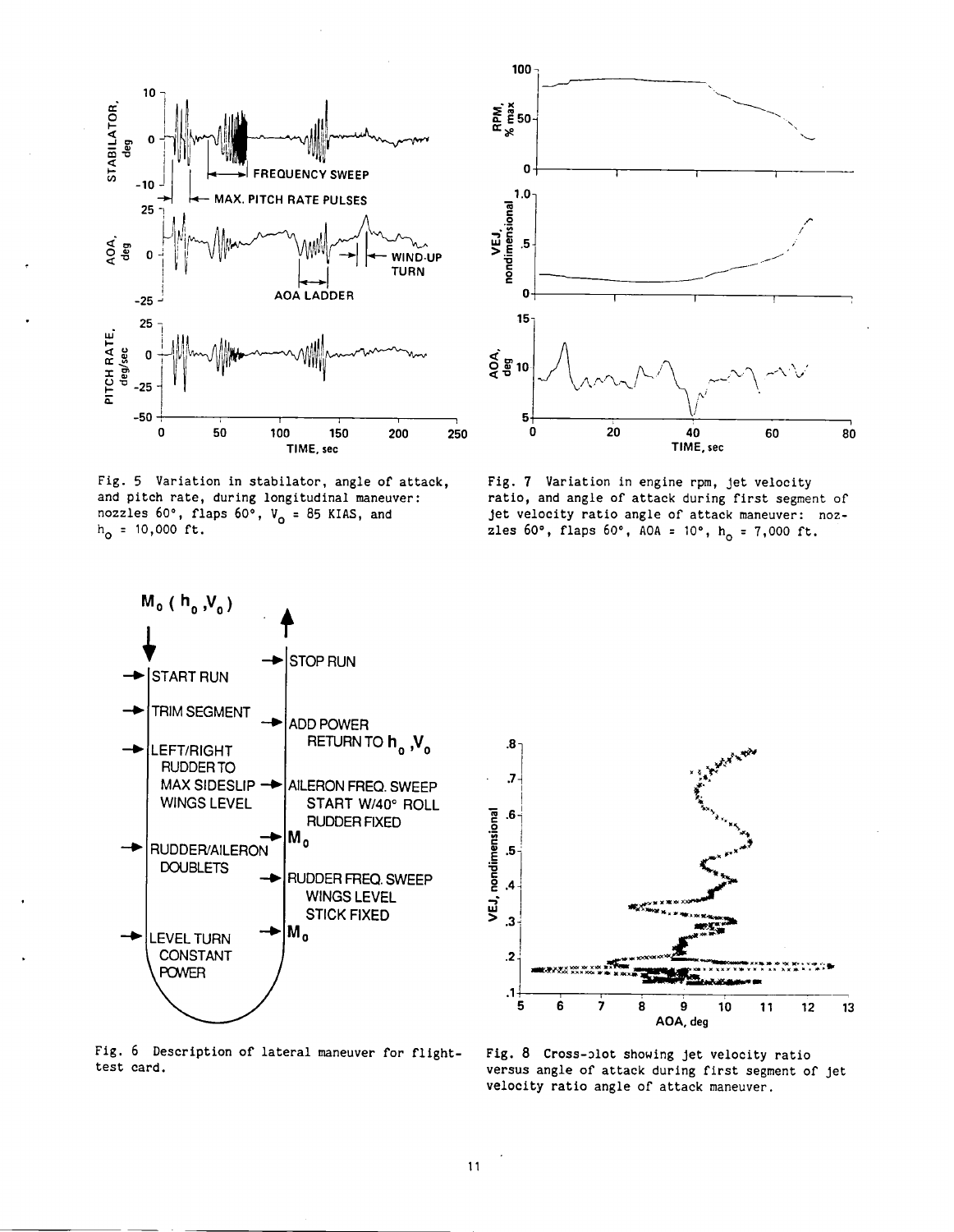Fig. 5 Variation in stabilator, angle of attack, and pitch rate, during longitudinal maneuver: nozzles 60°, flaps 60°, $V_o$ = 85 KIAS, and $h_o$ = 10,000 ft.

Fig. 7 Variation in engine rpm, jet velocity ratio, and angle of attack during first segment of jet velocity ratio angle of attack maneuver: nozzles 60°, flaps 60°, AOA = 10°, $h_o$ = 7,000 ft.

Fig. 6 Description of lateral maneuver for flight-test card.

Fig. 8 Cross-plot showing jet velocity ratio versus angle of attack during first segment of jet velocity ratio angle of attack maneuver.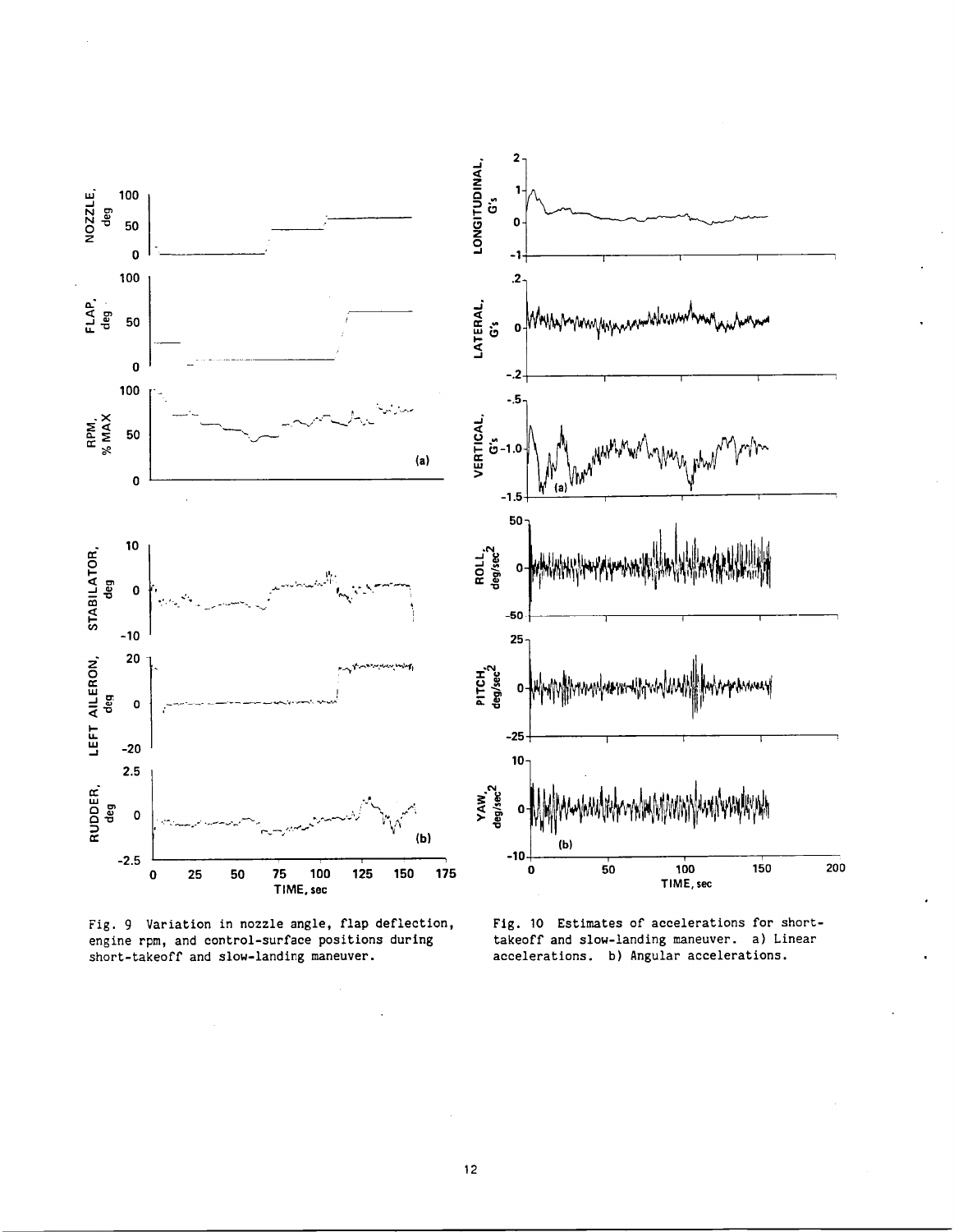Fig. 9 Variation in nozzle angle, flap deflection, engine rpm, and control-surface positions during short-takeoff and slow-landing maneuver.

Fig. 10 Estimates of accelerations for short-takeoff and slow-landing maneuver. a) Linear accelerations. b) Angular accelerations.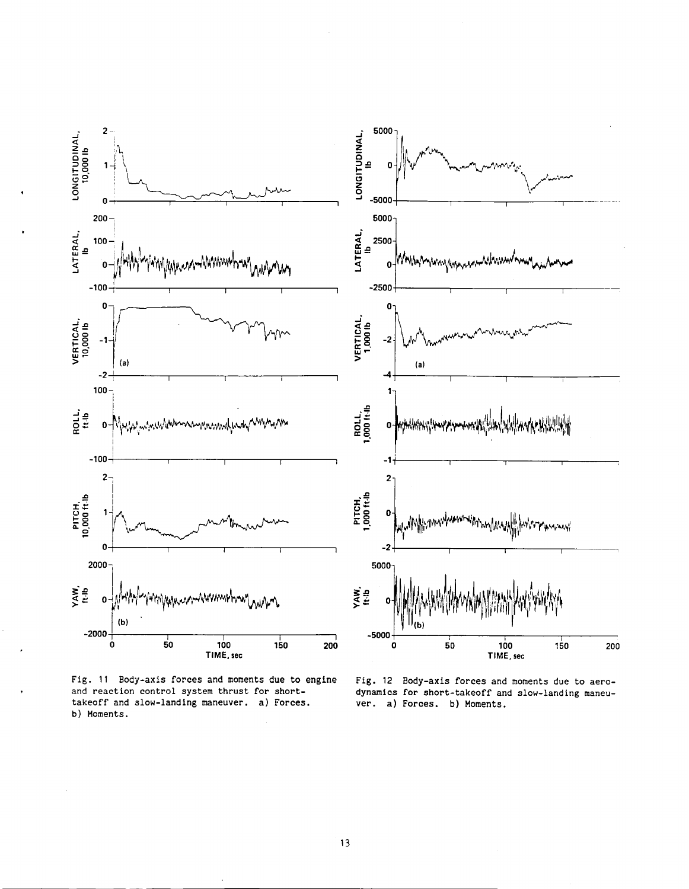Fig. 11 Body-axis forces and moments due to engine and reaction control system thrust for short-takeoff and slow-landing maneuver. a) Forces. b) Moments.

Fig. 12 Body-axis forces and moments due to aerodynamics for short-takeoff and slow-landing maneuver. a) Forces. b) Moments.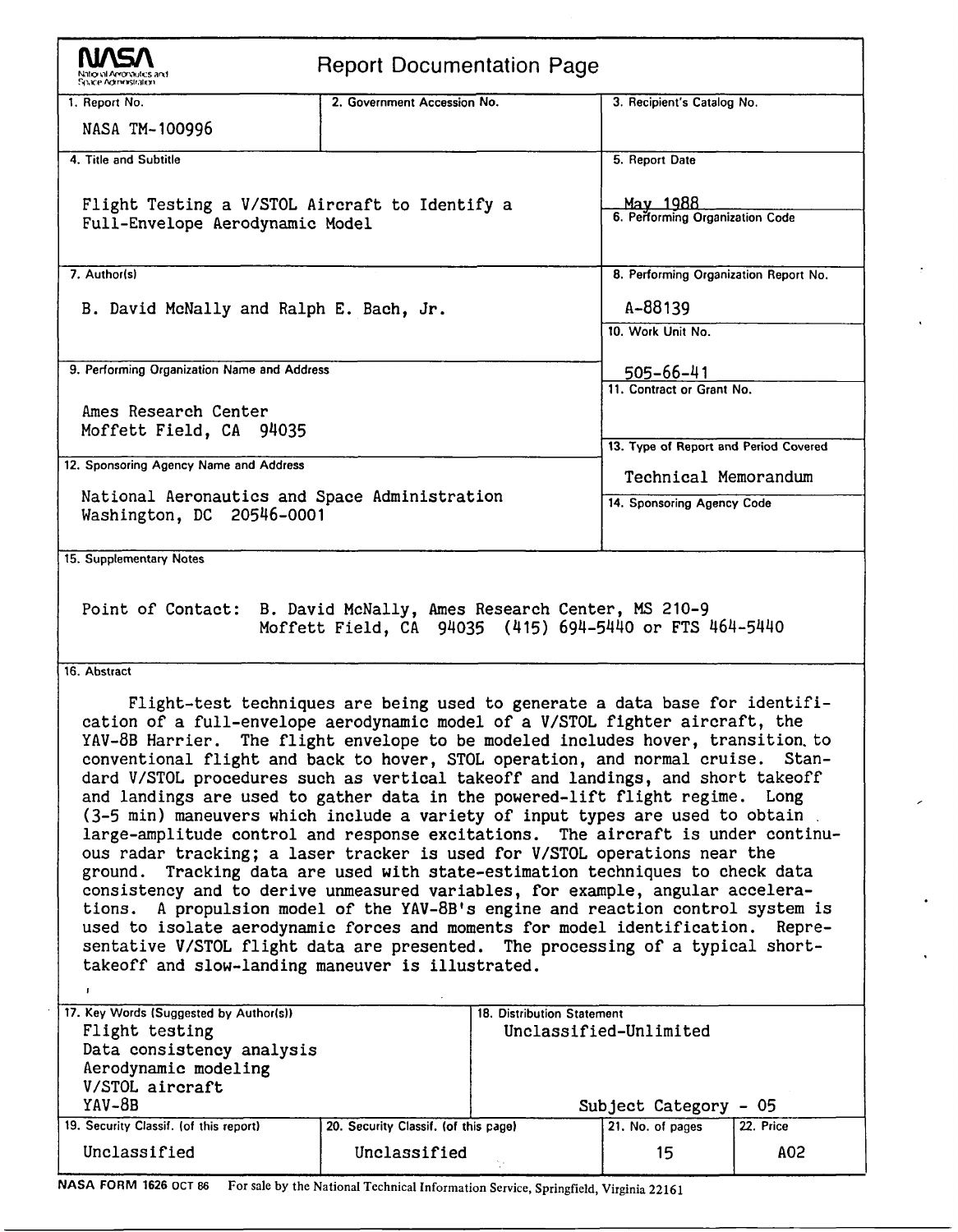# Report Documentation Page

National Aeronautics and Space Administration

| 1. Report No. | 2. Government Accession No. | 3. Recipient's Catalog No. |
|---|---|---|
| NASA TM-100996 | | |

| 4. Title and Subtitle | 5. Report Date |
|---|---|
| Flight Testing a V/STOL Aircraft to Identify a Full-Envelope Aerodynamic Model | May 1988 |
| | 6. Performing Organization Code |

| 7. Author(s) | 8. Performing Organization Report No. |
|---|---|
| B. David McNally and Ralph E. Bach, Jr. | A-88139 |
| | 10. Work Unit No. |
| | 505-66-41 |

| 9. Performing Organization Name and Address | 11. Contract or Grant No. |
|---|---|
| Ames Research Center<br>Moffett Field, CA 94035 | |

| 12. Sponsoring Agency Name and Address | 13. Type of Report and Period Covered |
|---|---|
| National Aeronautics and Space Administration<br>Washington, DC 20546-0001 | Technical Memorandum |
| | 14. Sponsoring Agency Code |

15. Supplementary Notes

Point of Contact: B. David McNally, Ames Research Center, MS 210-9
Moffett Field, CA 94035 (415) 694-5440 or FTS 464-5440

16. Abstract

Flight-test techniques are being used to generate a data base for identification of a full-envelope aerodynamic model of a V/STOL fighter aircraft, the YAV-8B Harrier. The flight envelope to be modeled includes hover, transition to conventional flight and back to hover, STOL operation, and normal cruise. Standard V/STOL procedures such as vertical takeoff and landings, and short takeoff and landings are used to gather data in the powered-lift flight regime. Long (3-5 min) maneuvers which include a variety of input types are used to obtain large-amplitude control and response excitations. The aircraft is under continuous radar tracking; a laser tracker is used for V/STOL operations near the ground. Tracking data are used with state-estimation techniques to check data consistency and to derive unmeasured variables, for example, angular accelerations. A propulsion model of the YAV-8B's engine and reaction control system is used to isolate aerodynamic forces and moments for model identification. Representative V/STOL flight data are presented. The processing of a typical short-takeoff and slow-landing maneuver is illustrated.

| 17. Key Words (Suggested by Author(s)) | 18. Distribution Statement |
|---|---|
| Flight testing<br>Data consistency analysis<br>Aerodynamic modeling<br>V/STOL aircraft<br>YAV-8B | Unclassified-Unlimited<br><br>Subject Category - 05 |

| 19. Security Classif. (of this report) | 20. Security Classif. (of this page) | 21. No. of pages | 22. Price |
|---|---|---|---|
| Unclassified | Unclassified | 15 | A02 |

NASA FORM 1626 OCT 86 For sale by the National Technical Information Service, Springfield, Virginia 22161